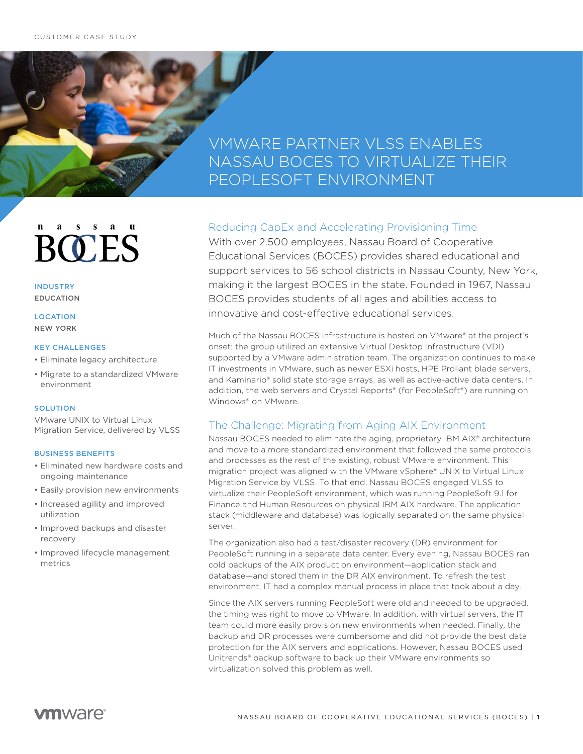CUSTOMER CASE STUDY

# VMWARE PARTNER VLSS ENABLES NASSAU BOCES TO VIRTUALIZE THEIR PEOPLESOFT ENVIRONMENT

nassau BOCES

**INDUSTRY**
EDUCATION

**LOCATION**
NEW YORK

**KEY CHALLENGES**
- Eliminate legacy architecture
- Migrate to a standardized VMware environment

**SOLUTION**
VMware UNIX to Virtual Linux Migration Service, delivered by VLSS

**BUSINESS BENEFITS**
- Eliminated new hardware costs and ongoing maintenance
- Easily provision new environments
- Increased agility and improved utilization
- Improved backups and disaster recovery
- Improved lifecycle management metrics

## Reducing CapEx and Accelerating Provisioning Time

With over 2,500 employees, Nassau Board of Cooperative Educational Services (BOCES) provides shared educational and support services to 56 school districts in Nassau County, New York, making it the largest BOCES in the state. Founded in 1967, Nassau BOCES provides students of all ages and abilities access to innovative and cost-effective educational services.

Much of the Nassau BOCES infrastructure is hosted on VMware® at the project's onset; the group utilized an extensive Virtual Desktop Infrastructure (VDI) supported by a VMware administration team. The organization continues to make IT investments in VMware, such as newer ESXi hosts, HPE Proliant blade servers, and Kaminario® solid state storage arrays, as well as active-active data centers. In addition, the web servers and Crystal Reports® (for PeopleSoft®) are running on Windows® on VMware.

## The Challenge: Migrating from Aging AIX Environment

Nassau BOCES needed to eliminate the aging, proprietary IBM AIX® architecture and move to a more standardized environment that followed the same protocols and processes as the rest of the existing, robust VMware environment. This migration project was aligned with the VMware vSphere® UNIX to Virtual Linux Migration Service by VLSS. To that end, Nassau BOCES engaged VLSS to virtualize their PeopleSoft environment, which was running PeopleSoft 9.1 for Finance and Human Resources on physical IBM AIX hardware. The application stack (middleware and database) was logically separated on the same physical server.

The organization also had a test/disaster recovery (DR) environment for PeopleSoft running in a separate data center. Every evening, Nassau BOCES ran cold backups of the AIX production environment—application stack and database—and stored them in the DR AIX environment. To refresh the test environment, IT had a complex manual process in place that took about a day.

Since the AIX servers running PeopleSoft were old and needed to be upgraded, the timing was right to move to VMware. In addition, with virtual servers, the IT team could more easily provision new environments when needed. Finally, the backup and DR processes were cumbersome and did not provide the best data protection for the AIX servers and applications. However, Nassau BOCES used Unitrends® backup software to back up their VMware environments so virtualization solved this problem as well.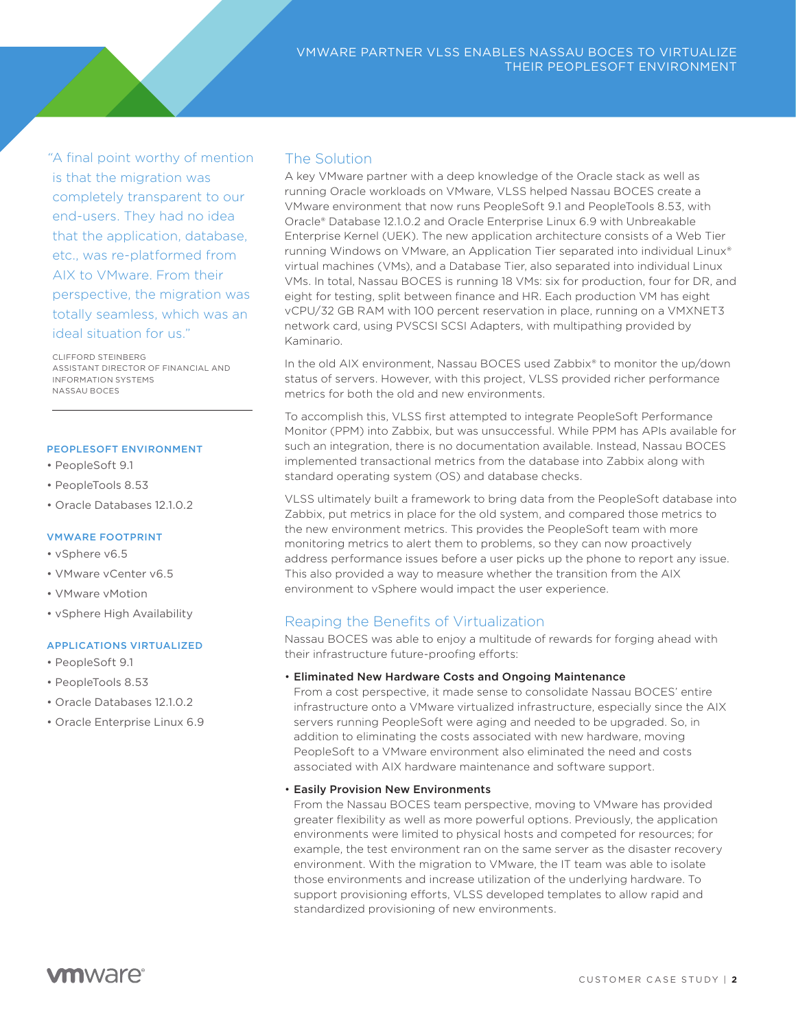> "A final point worthy of mention is that the migration was completely transparent to our end-users. They had no idea that the application, database, etc., was re-platformed from AIX to VMware. From their perspective, the migration was totally seamless, which was an ideal situation for us."

CLIFFORD STEINBERG
ASSISTANT DIRECTOR OF FINANCIAL AND INFORMATION SYSTEMS
NASSAU BOCES

---

**PEOPLESOFT ENVIRONMENT**

- PeopleSoft 9.1
- PeopleTools 8.53
- Oracle Databases 12.1.0.2

**VMWARE FOOTPRINT**

- vSphere v6.5
- VMware vCenter v6.5
- VMware vMotion
- vSphere High Availability

**APPLICATIONS VIRTUALIZED**

- PeopleSoft 9.1
- PeopleTools 8.53
- Oracle Databases 12.1.0.2
- Oracle Enterprise Linux 6.9

## The Solution

A key VMware partner with a deep knowledge of the Oracle stack as well as running Oracle workloads on VMware, VLSS helped Nassau BOCES create a VMware environment that now runs PeopleSoft 9.1 and PeopleTools 8.53, with Oracle® Database 12.1.0.2 and Oracle Enterprise Linux 6.9 with Unbreakable Enterprise Kernel (UEK). The new application architecture consists of a Web Tier running Windows on VMware, an Application Tier separated into individual Linux® virtual machines (VMs), and a Database Tier, also separated into individual Linux VMs. In total, Nassau BOCES is running 18 VMs: six for production, four for DR, and eight for testing, split between finance and HR. Each production VM has eight vCPU/32 GB RAM with 100 percent reservation in place, running on a VMXNET3 network card, using PVSCSI SCSI Adapters, with multipathing provided by Kaminario.

In the old AIX environment, Nassau BOCES used Zabbix® to monitor the up/down status of servers. However, with this project, VLSS provided richer performance metrics for both the old and new environments.

To accomplish this, VLSS first attempted to integrate PeopleSoft Performance Monitor (PPM) into Zabbix, but was unsuccessful. While PPM has APIs available for such an integration, there is no documentation available. Instead, Nassau BOCES implemented transactional metrics from the database into Zabbix along with standard operating system (OS) and database checks.

VLSS ultimately built a framework to bring data from the PeopleSoft database into Zabbix, put metrics in place for the old system, and compared those metrics to the new environment metrics. This provides the PeopleSoft team with more monitoring metrics to alert them to problems, so they can now proactively address performance issues before a user picks up the phone to report any issue. This also provided a way to measure whether the transition from the AIX environment to vSphere would impact the user experience.

## Reaping the Benefits of Virtualization

Nassau BOCES was able to enjoy a multitude of rewards for forging ahead with their infrastructure future-proofing efforts:

- **Eliminated New Hardware Costs and Ongoing Maintenance**
  From a cost perspective, it made sense to consolidate Nassau BOCES' entire infrastructure onto a VMware virtualized infrastructure, especially since the AIX servers running PeopleSoft were aging and needed to be upgraded. So, in addition to eliminating the costs associated with new hardware, moving PeopleSoft to a VMware environment also eliminated the need and costs associated with AIX hardware maintenance and software support.

- **Easily Provision New Environments**
  From the Nassau BOCES team perspective, moving to VMware has provided greater flexibility as well as more powerful options. Previously, the application environments were limited to physical hosts and competed for resources; for example, the test environment ran on the same server as the disaster recovery environment. With the migration to VMware, the IT team was able to isolate those environments and increase utilization of the underlying hardware. To support provisioning efforts, VLSS developed templates to allow rapid and standardized provisioning of new environments.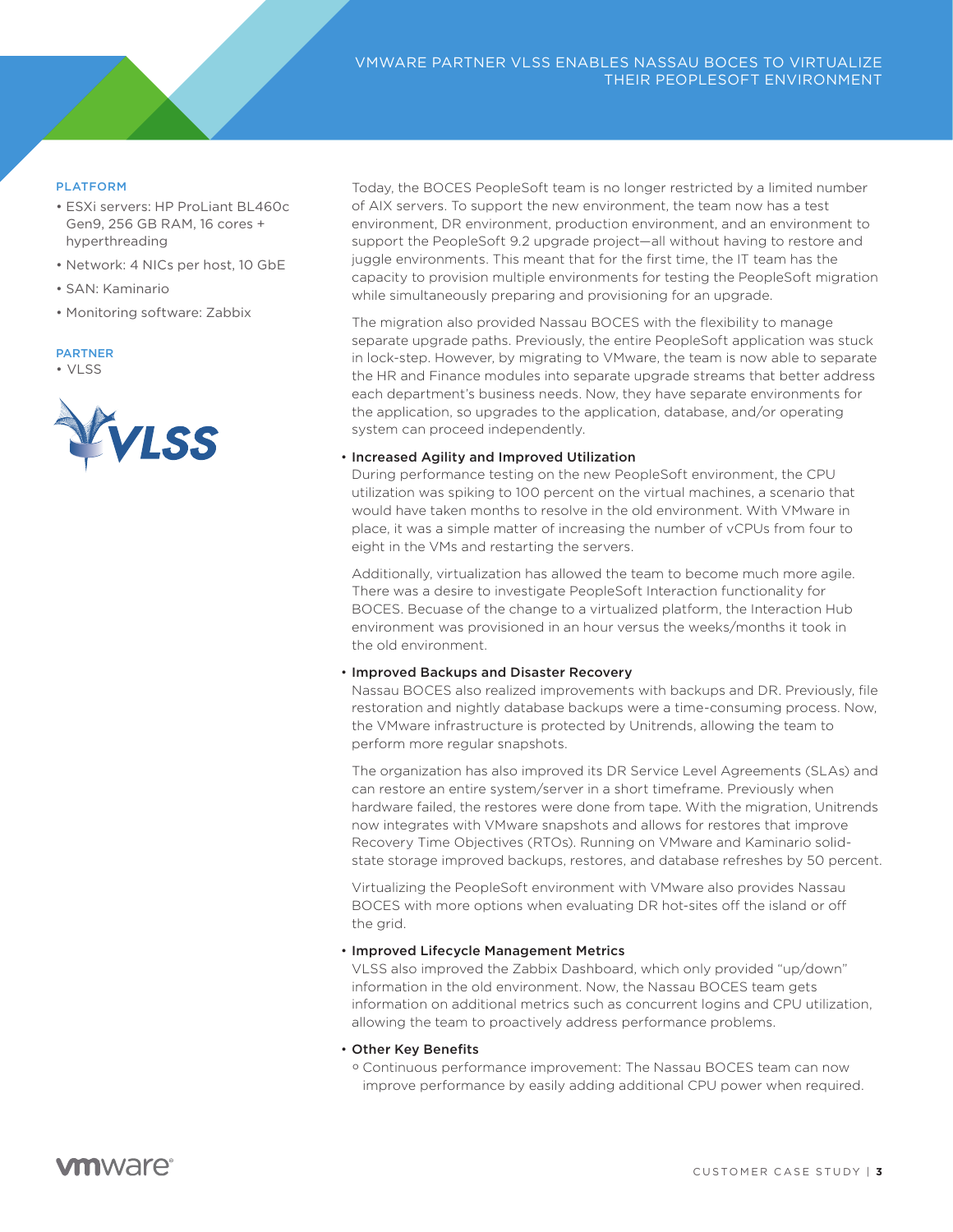#### PLATFORM

- ESXi servers: HP ProLiant BL460c Gen9, 256 GB RAM, 16 cores + hyperthreading
- Network: 4 NICs per host, 10 GbE
- SAN: Kaminario
- Monitoring software: Zabbix

#### PARTNER

- VLSS

Today, the BOCES PeopleSoft team is no longer restricted by a limited number of AIX servers. To support the new environment, the team now has a test environment, DR environment, production environment, and an environment to support the PeopleSoft 9.2 upgrade project—all without having to restore and juggle environments. This meant that for the first time, the IT team has the capacity to provision multiple environments for testing the PeopleSoft migration while simultaneously preparing and provisioning for an upgrade.

The migration also provided Nassau BOCES with the flexibility to manage separate upgrade paths. Previously, the entire PeopleSoft application was stuck in lock-step. However, by migrating to VMware, the team is now able to separate the HR and Finance modules into separate upgrade streams that better address each department's business needs. Now, they have separate environments for the application, so upgrades to the application, database, and/or operating system can proceed independently.

- **Increased Agility and Improved Utilization**

  During performance testing on the new PeopleSoft environment, the CPU utilization was spiking to 100 percent on the virtual machines, a scenario that would have taken months to resolve in the old environment. With VMware in place, it was a simple matter of increasing the number of vCPUs from four to eight in the VMs and restarting the servers.

  Additionally, virtualization has allowed the team to become much more agile. There was a desire to investigate PeopleSoft Interaction functionality for BOCES. Becuase of the change to a virtualized platform, the Interaction Hub environment was provisioned in an hour versus the weeks/months it took in the old environment.

- **Improved Backups and Disaster Recovery**

  Nassau BOCES also realized improvements with backups and DR. Previously, file restoration and nightly database backups were a time-consuming process. Now, the VMware infrastructure is protected by Unitrends, allowing the team to perform more regular snapshots.

  The organization has also improved its DR Service Level Agreements (SLAs) and can restore an entire system/server in a short timeframe. Previously when hardware failed, the restores were done from tape. With the migration, Unitrends now integrates with VMware snapshots and allows for restores that improve Recovery Time Objectives (RTOs). Running on VMware and Kaminario solid-state storage improved backups, restores, and database refreshes by 50 percent.

  Virtualizing the PeopleSoft environment with VMware also provides Nassau BOCES with more options when evaluating DR hot-sites off the island or off the grid.

- **Improved Lifecycle Management Metrics**

  VLSS also improved the Zabbix Dashboard, which only provided "up/down" information in the old environment. Now, the Nassau BOCES team gets information on additional metrics such as concurrent logins and CPU utilization, allowing the team to proactively address performance problems.

- **Other Key Benefits**
  - Continuous performance improvement: The Nassau BOCES team can now improve performance by easily adding additional CPU power when required.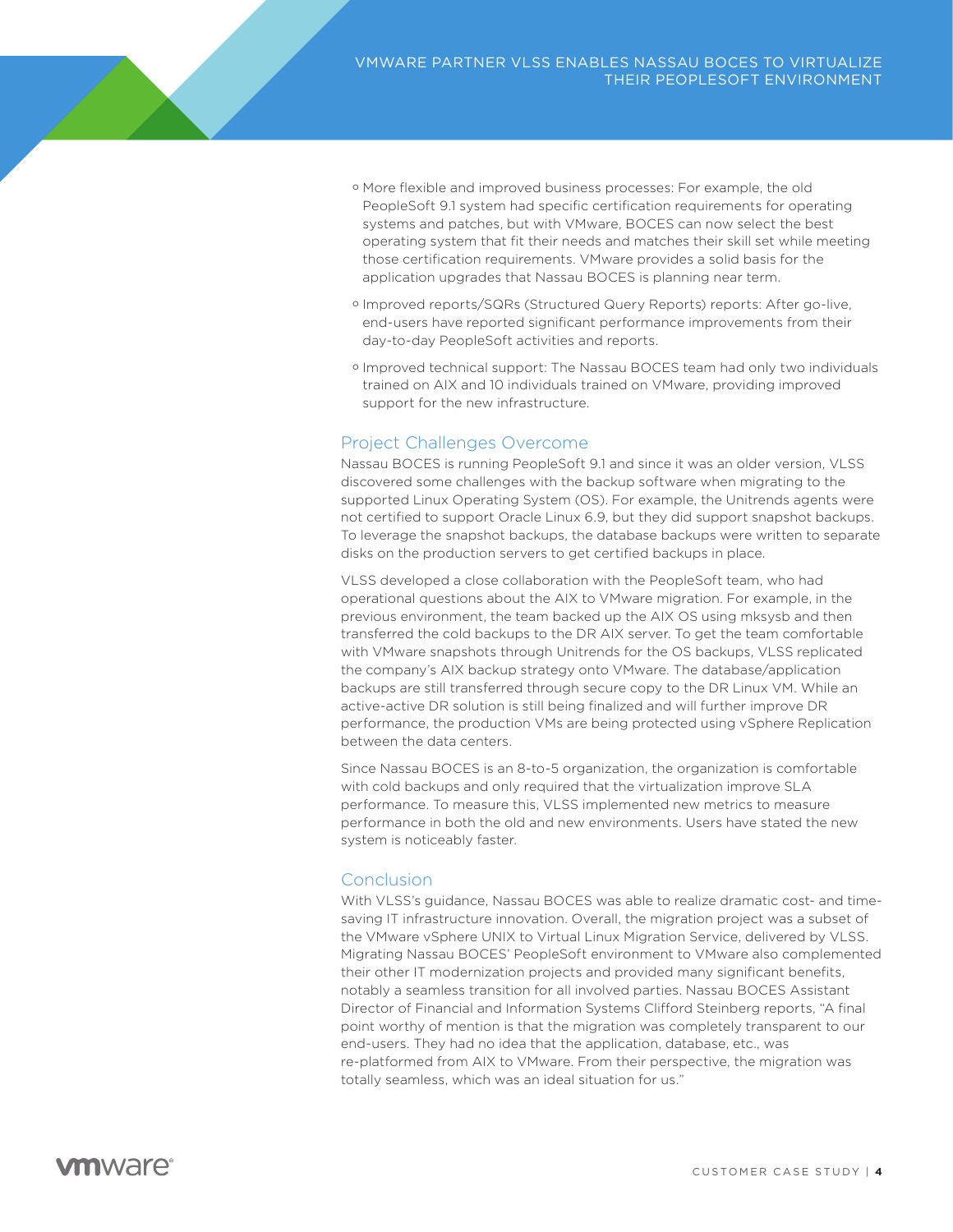- More flexible and improved business processes: For example, the old PeopleSoft 9.1 system had specific certification requirements for operating systems and patches, but with VMware, BOCES can now select the best operating system that fit their needs and matches their skill set while meeting those certification requirements. VMware provides a solid basis for the application upgrades that Nassau BOCES is planning near term.
- Improved reports/SQRs (Structured Query Reports) reports: After go-live, end-users have reported significant performance improvements from their day-to-day PeopleSoft activities and reports.
- Improved technical support: The Nassau BOCES team had only two individuals trained on AIX and 10 individuals trained on VMware, providing improved support for the new infrastructure.

## Project Challenges Overcome

Nassau BOCES is running PeopleSoft 9.1 and since it was an older version, VLSS discovered some challenges with the backup software when migrating to the supported Linux Operating System (OS). For example, the Unitrends agents were not certified to support Oracle Linux 6.9, but they did support snapshot backups. To leverage the snapshot backups, the database backups were written to separate disks on the production servers to get certified backups in place.

VLSS developed a close collaboration with the PeopleSoft team, who had operational questions about the AIX to VMware migration. For example, in the previous environment, the team backed up the AIX OS using mksysb and then transferred the cold backups to the DR AIX server. To get the team comfortable with VMware snapshots through Unitrends for the OS backups, VLSS replicated the company's AIX backup strategy onto VMware. The database/application backups are still transferred through secure copy to the DR Linux VM. While an active-active DR solution is still being finalized and will further improve DR performance, the production VMs are being protected using vSphere Replication between the data centers.

Since Nassau BOCES is an 8-to-5 organization, the organization is comfortable with cold backups and only required that the virtualization improve SLA performance. To measure this, VLSS implemented new metrics to measure performance in both the old and new environments. Users have stated the new system is noticeably faster.

## Conclusion

With VLSS's guidance, Nassau BOCES was able to realize dramatic cost- and time-saving IT infrastructure innovation. Overall, the migration project was a subset of the VMware vSphere UNIX to Virtual Linux Migration Service, delivered by VLSS. Migrating Nassau BOCES' PeopleSoft environment to VMware also complemented their other IT modernization projects and provided many significant benefits, notably a seamless transition for all involved parties. Nassau BOCES Assistant Director of Financial and Information Systems Clifford Steinberg reports, "A final point worthy of mention is that the migration was completely transparent to our end-users. They had no idea that the application, database, etc., was re-platformed from AIX to VMware. From their perspective, the migration was totally seamless, which was an ideal situation for us."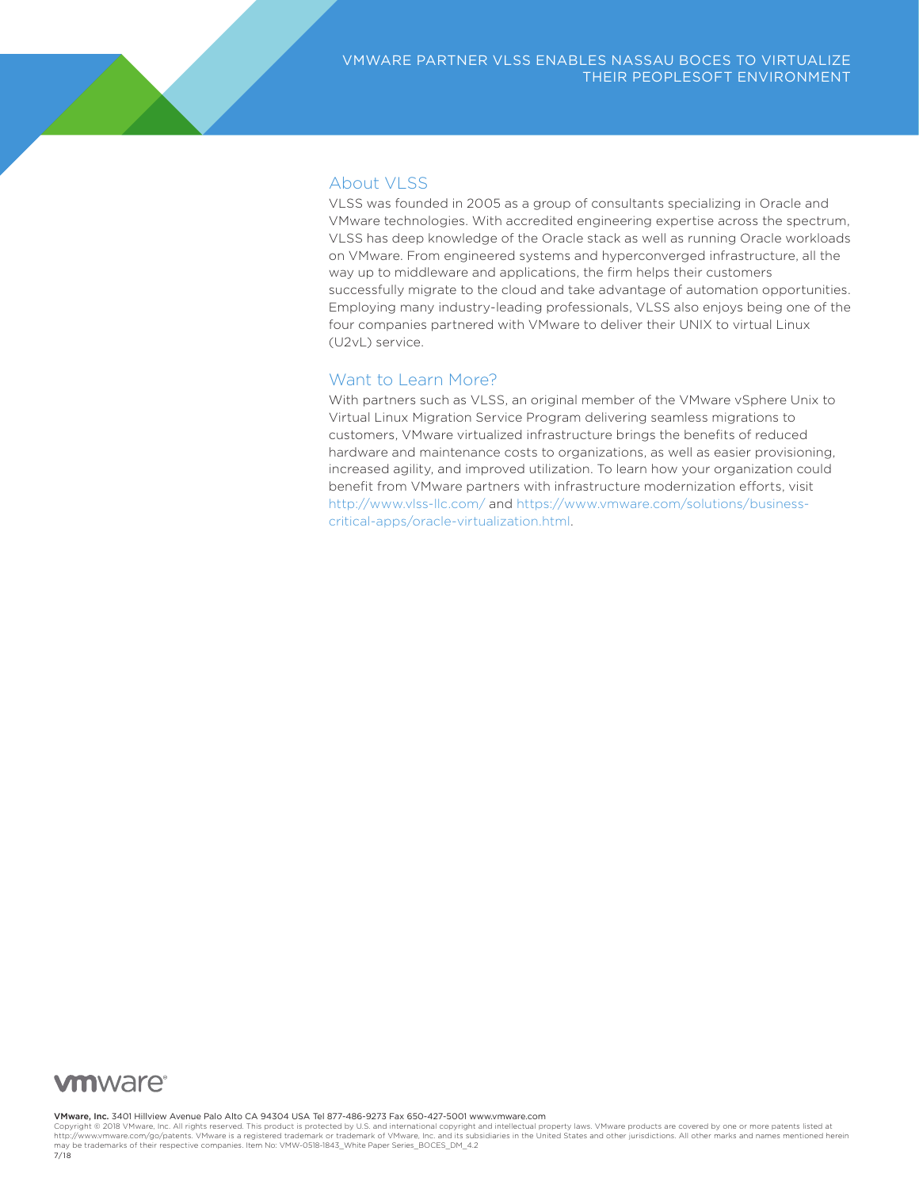## About VLSS

VLSS was founded in 2005 as a group of consultants specializing in Oracle and VMware technologies. With accredited engineering expertise across the spectrum, VLSS has deep knowledge of the Oracle stack as well as running Oracle workloads on VMware. From engineered systems and hyperconverged infrastructure, all the way up to middleware and applications, the firm helps their customers successfully migrate to the cloud and take advantage of automation opportunities. Employing many industry-leading professionals, VLSS also enjoys being one of the four companies partnered with VMware to deliver their UNIX to virtual Linux (U2vL) service.

## Want to Learn More?

With partners such as VLSS, an original member of the VMware vSphere Unix to Virtual Linux Migration Service Program delivering seamless migrations to customers, VMware virtualized infrastructure brings the benefits of reduced hardware and maintenance costs to organizations, as well as easier provisioning, increased agility, and improved utilization. To learn how your organization could benefit from VMware partners with infrastructure modernization efforts, visit http://www.vlss-llc.com/ and https://www.vmware.com/solutions/business-critical-apps/oracle-virtualization.html.

**VMware, Inc.** 3401 Hillview Avenue Palo Alto CA 94304 USA Tel 877-486-9273 Fax 650-427-5001 www.vmware.com
Copyright © 2018 VMware, Inc. All rights reserved. This product is protected by U.S. and international copyright and intellectual property laws. VMware products are covered by one or more patents listed at http://www.vmware.com/go/patents. VMware is a registered trademark or trademark of VMware, Inc. and its subsidiaries in the United States and other jurisdictions. All other marks and names mentioned herein may be trademarks of their respective companies. Item No: VMW-0518-1843_White Paper Series_BOCES_DM_4.2
7/18